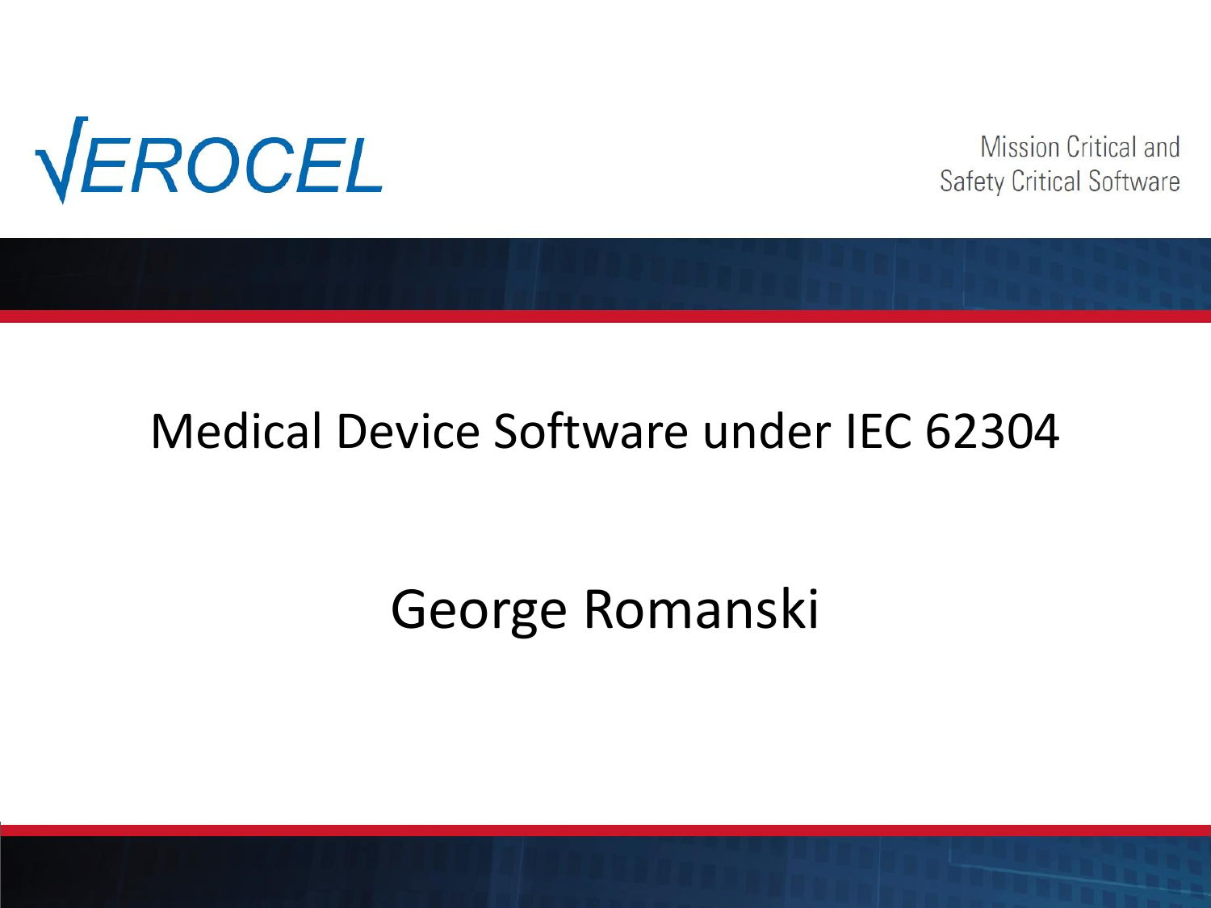√EROCEL

Mission Critical and Safety Critical Software

# Medical Device Software under IEC 62304

George Romanski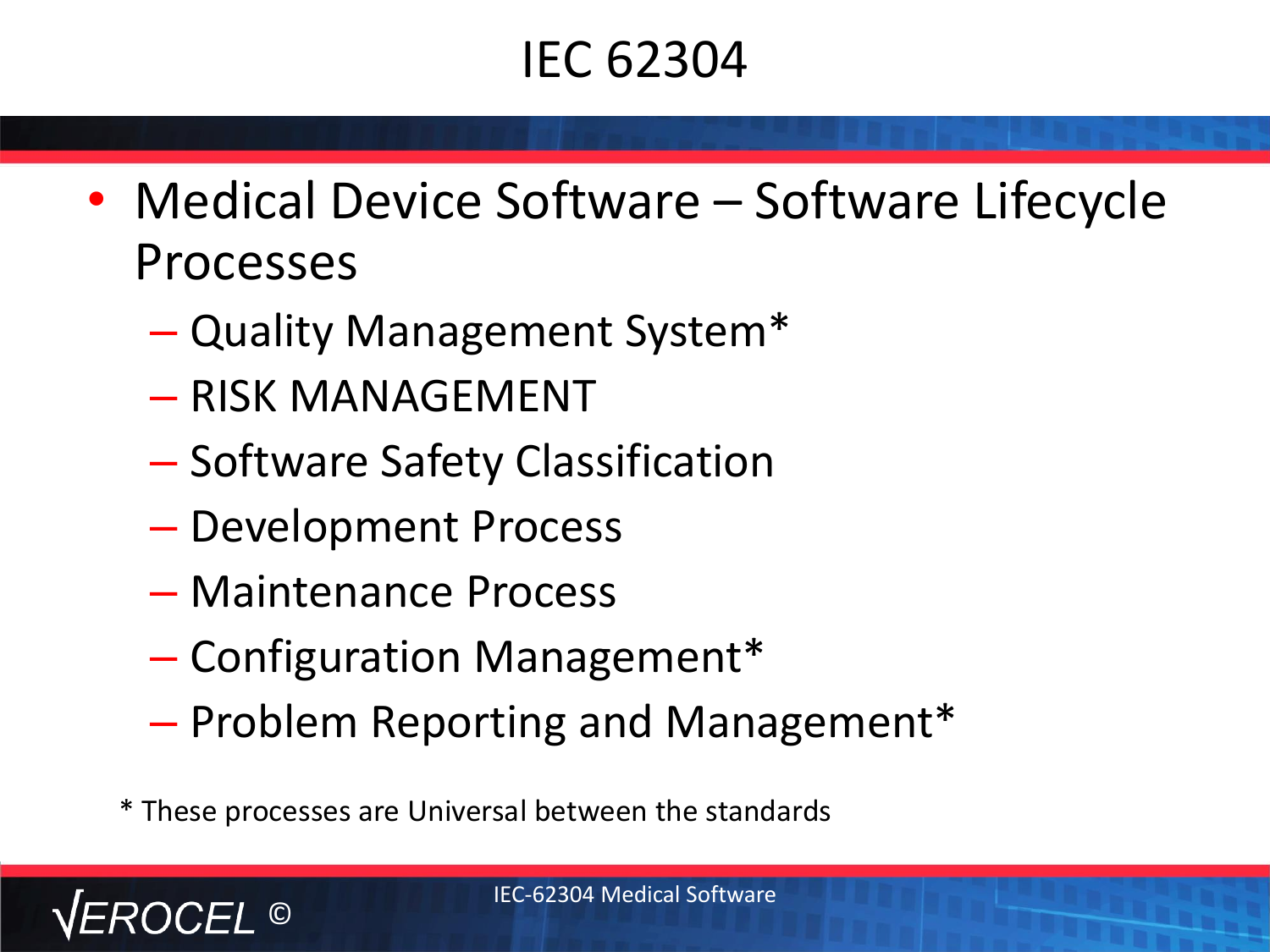# IEC 62304

- Medical Device Software – Software Lifecycle Processes
  - Quality Management System*
  - RISK MANAGEMENT
  - Software Safety Classification
  - Development Process
  - Maintenance Process
  - Configuration Management*
  - Problem Reporting and Management*

* These processes are Universal between the standards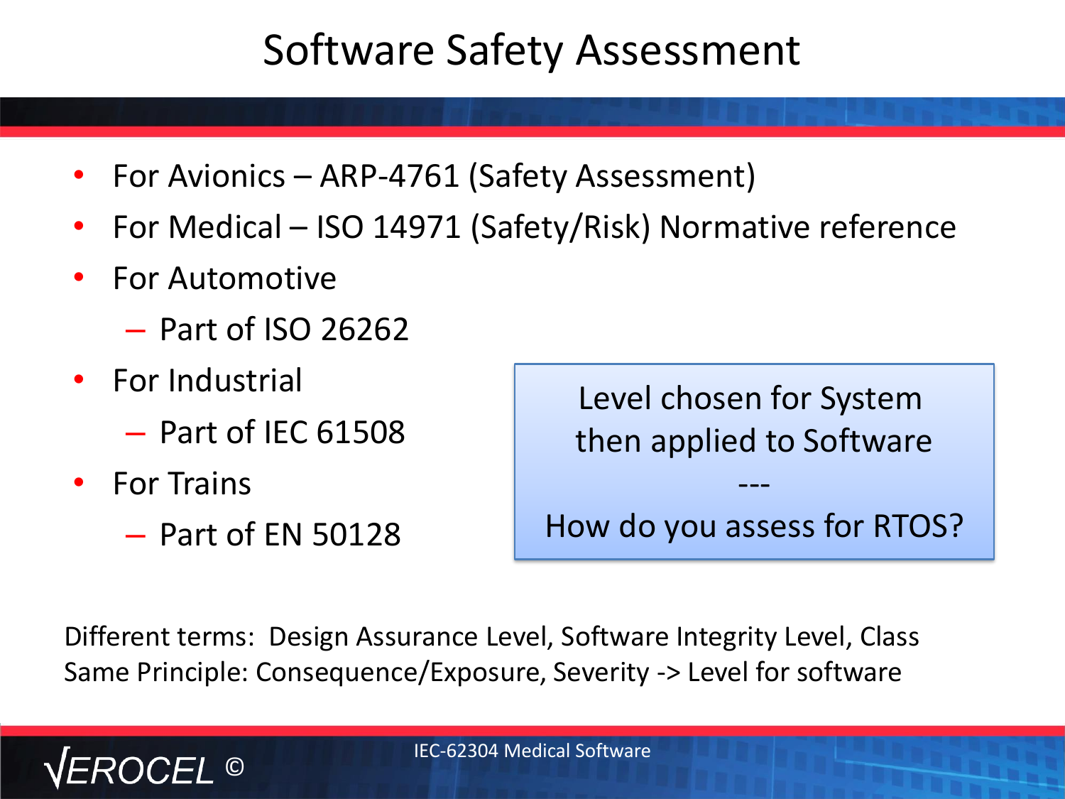# Software Safety Assessment

- For Avionics – ARP-4761 (Safety Assessment)
- For Medical – ISO 14971 (Safety/Risk) Normative reference
- For Automotive
  - Part of ISO 26262
- For Industrial
  - Part of IEC 61508
- For Trains
  - Part of EN 50128

> Level chosen for System then applied to Software
>
> ---
>
> How do you assess for RTOS?

Different terms: Design Assurance Level, Software Integrity Level, Class
Same Principle: Consequence/Exposure, Severity -> Level for software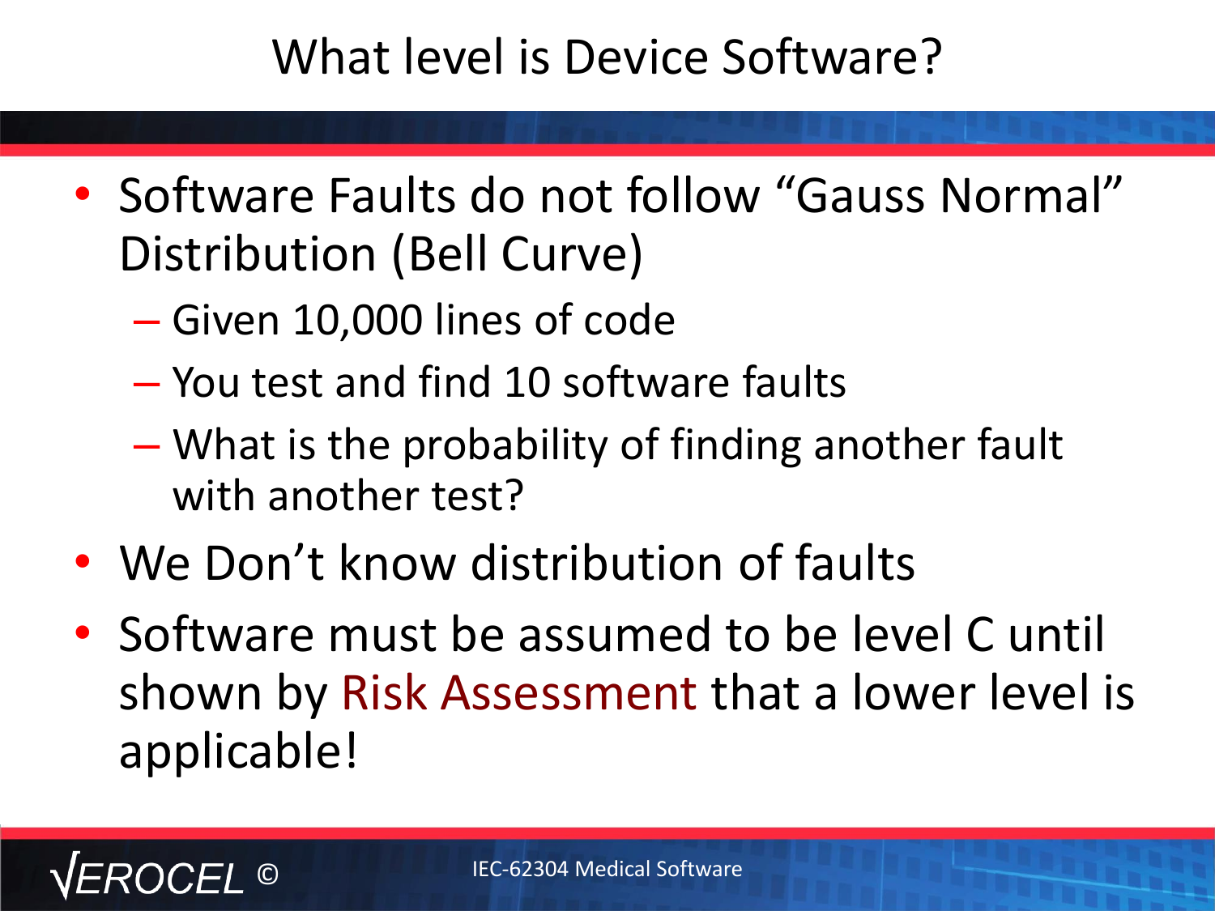# What level is Device Software?

- Software Faults do not follow "Gauss Normal" Distribution (Bell Curve)
  - Given 10,000 lines of code
  - You test and find 10 software faults
  - What is the probability of finding another fault with another test?
- We Don't know distribution of faults
- Software must be assumed to be level C until shown by Risk Assessment that a lower level is applicable!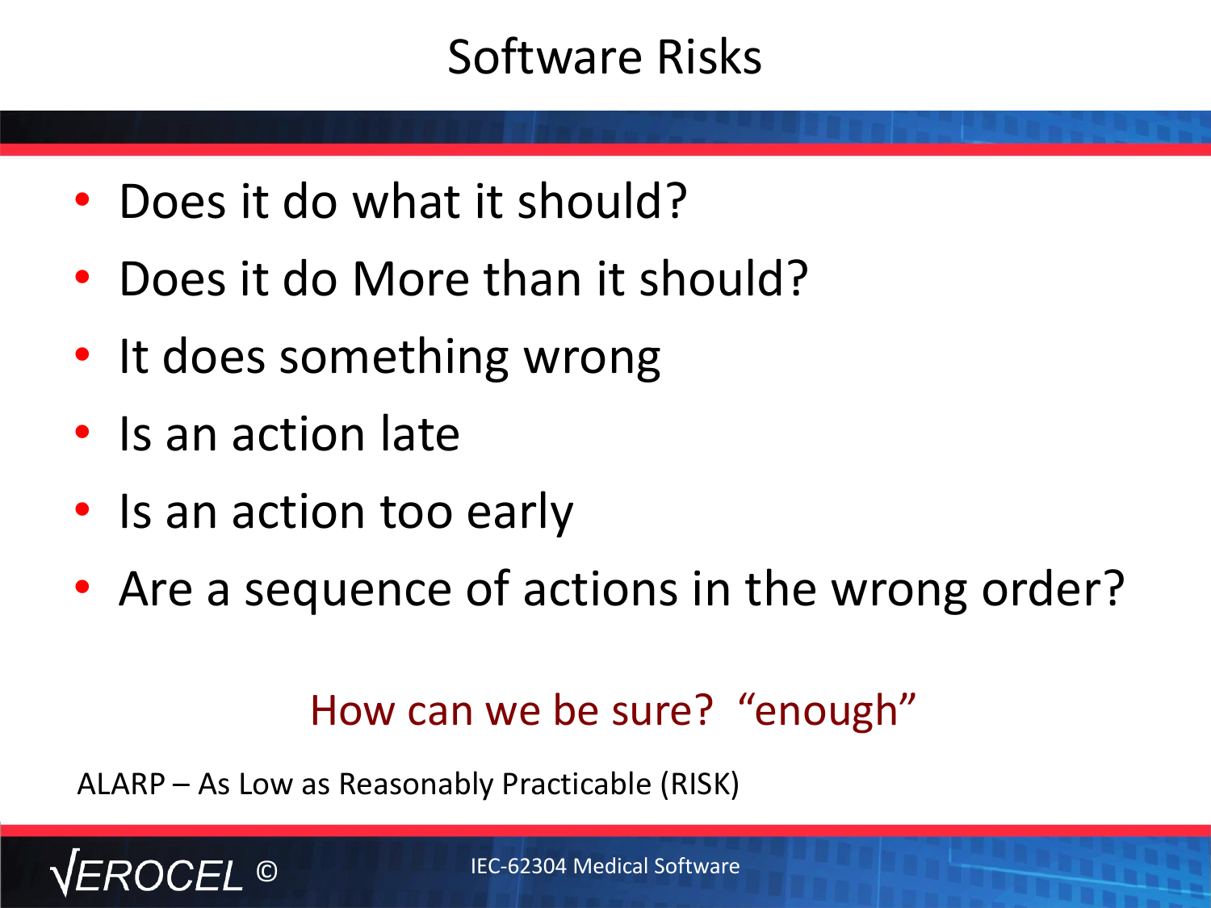# Software Risks

- Does it do what it should?
- Does it do More than it should?
- It does something wrong
- Is an action late
- Is an action too early
- Are a sequence of actions in the wrong order?

How can we be sure? “enough”

ALARP – As Low as Reasonably Practicable (RISK)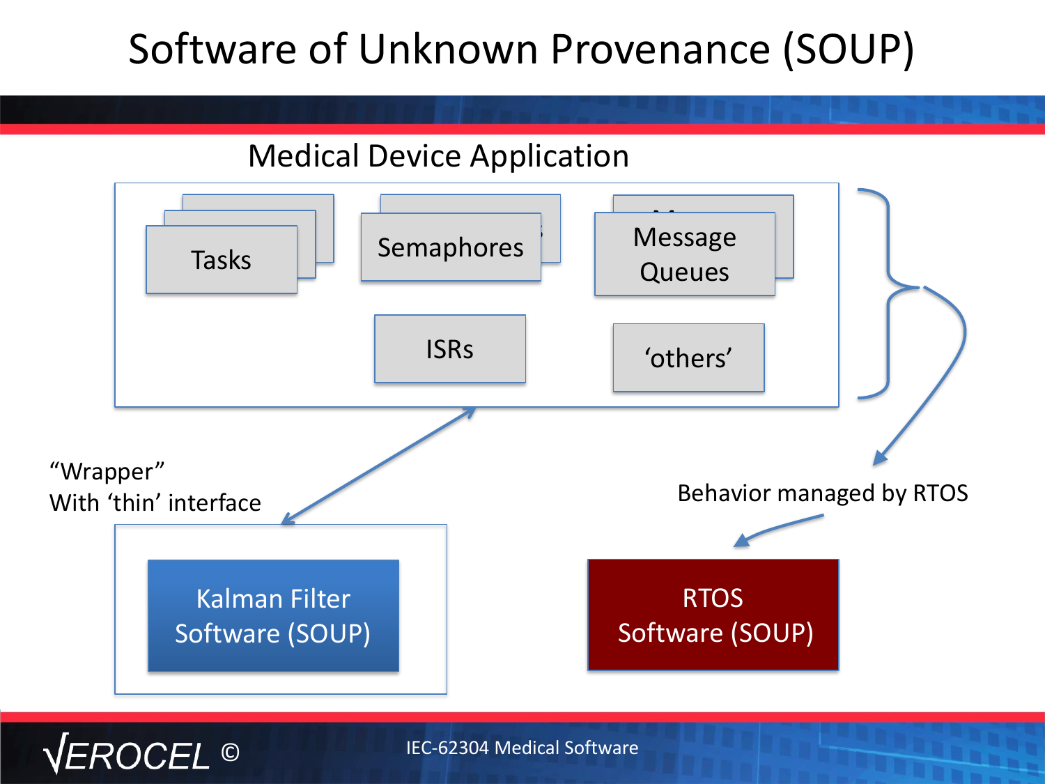# Software of Unknown Provenance (SOUP)

Medical Device Application

- Tasks
- Semaphores
- Message Queues
- ISRs
- 'others'

"Wrapper"
With 'thin' interface

Kalman Filter Software (SOUP)

Behavior managed by RTOS

RTOS Software (SOUP)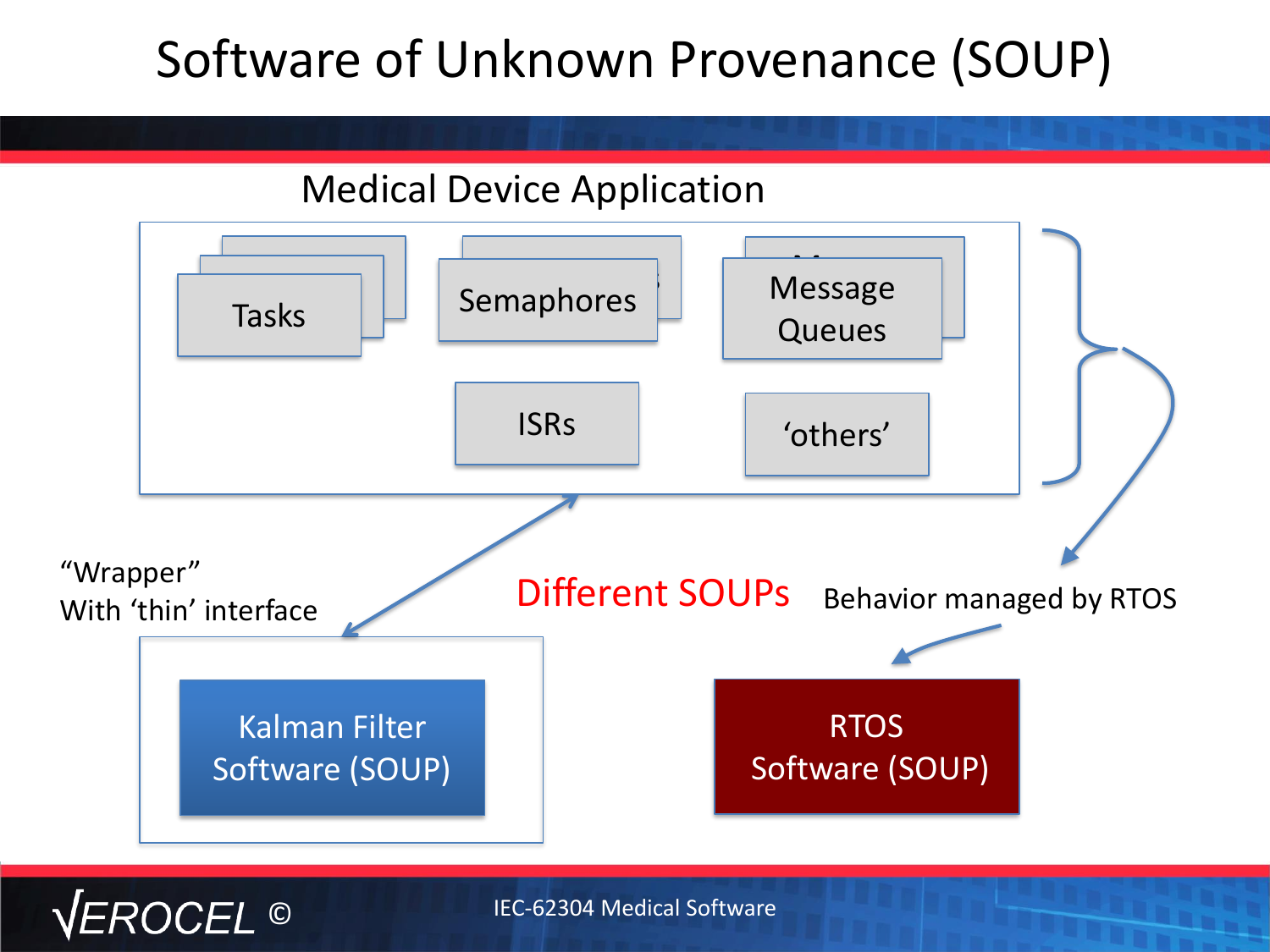# Software of Unknown Provenance (SOUP)

Medical Device Application

- Tasks
- Semaphores
- Message Queues
- ISRs
- 'others'

"Wrapper"
With 'thin' interface

Different SOUPs

Behavior managed by RTOS

Kalman Filter Software (SOUP)

RTOS Software (SOUP)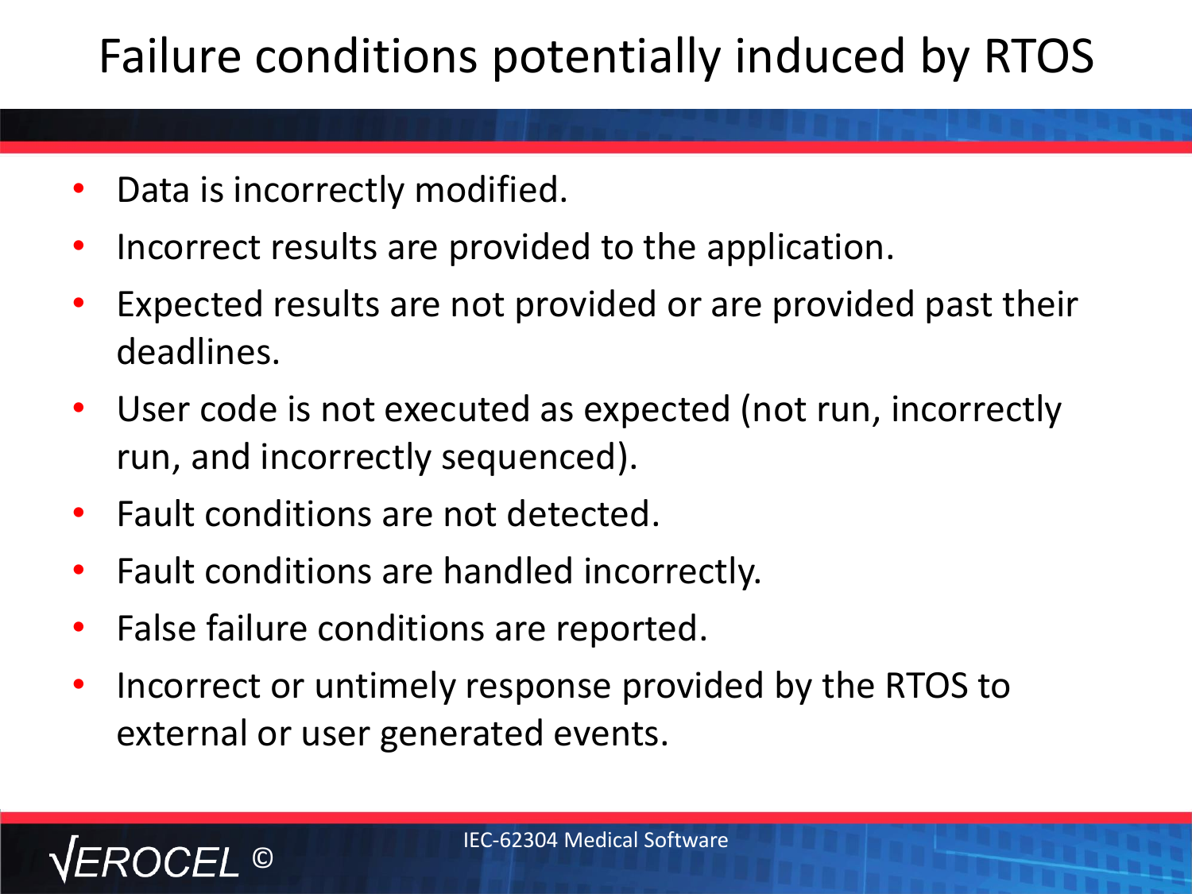# Failure conditions potentially induced by RTOS

- Data is incorrectly modified.
- Incorrect results are provided to the application.
- Expected results are not provided or are provided past their deadlines.
- User code is not executed as expected (not run, incorrectly run, and incorrectly sequenced).
- Fault conditions are not detected.
- Fault conditions are handled incorrectly.
- False failure conditions are reported.
- Incorrect or untimely response provided by the RTOS to external or user generated events.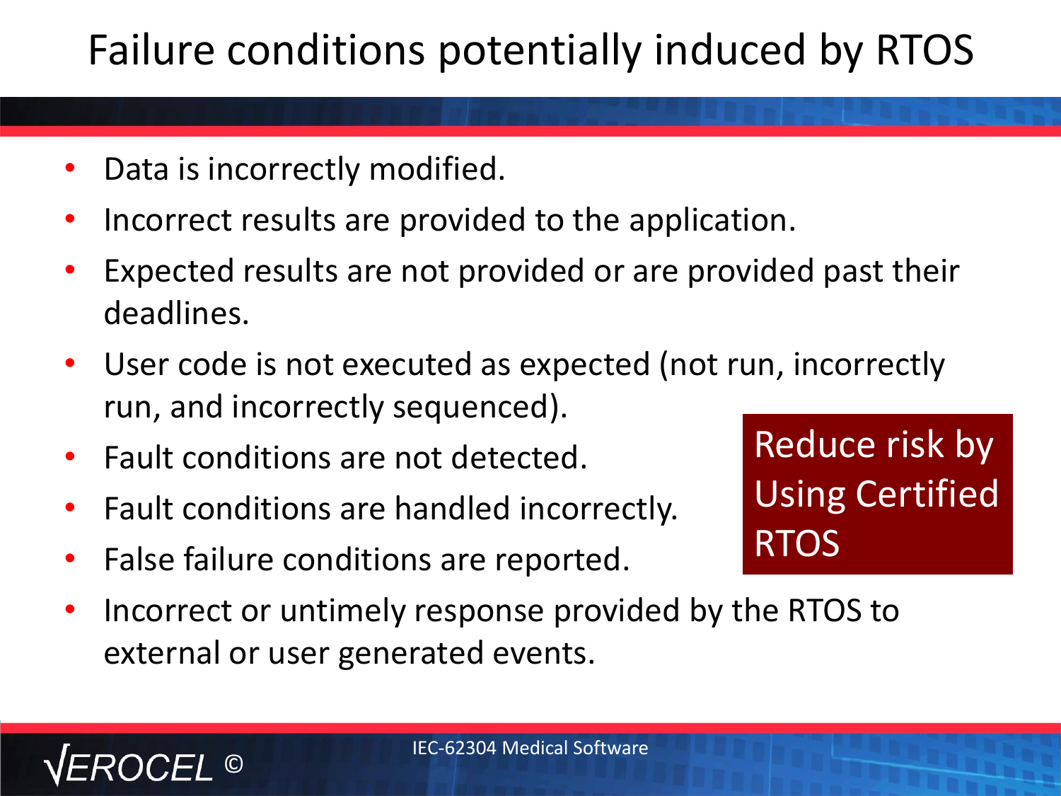# Failure conditions potentially induced by RTOS

- Data is incorrectly modified.
- Incorrect results are provided to the application.
- Expected results are not provided or are provided past their deadlines.
- User code is not executed as expected (not run, incorrectly run, and incorrectly sequenced).
- Fault conditions are not detected.
- Fault conditions are handled incorrectly.
- False failure conditions are reported.
- Incorrect or untimely response provided by the RTOS to external or user generated events.

Reduce risk by Using Certified RTOS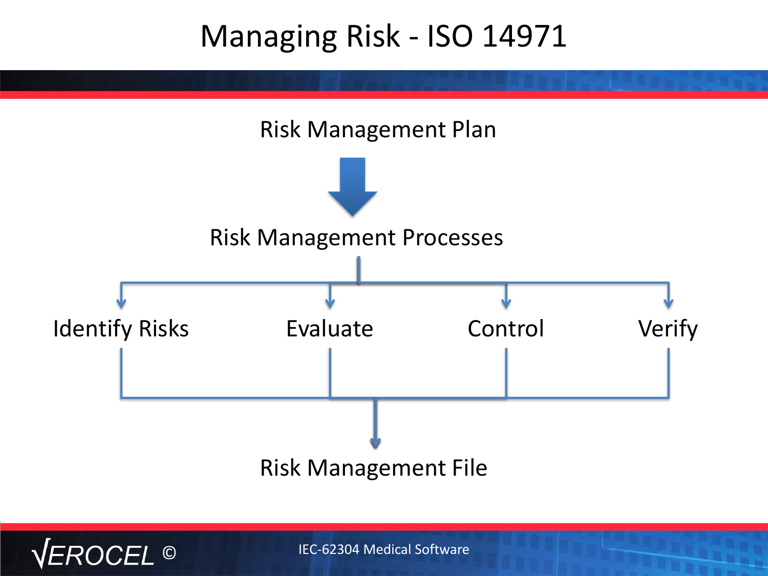# Managing Risk - ISO 14971

Risk Management Plan

Risk Management Processes

Identify Risks | Evaluate | Control | Verify

Risk Management File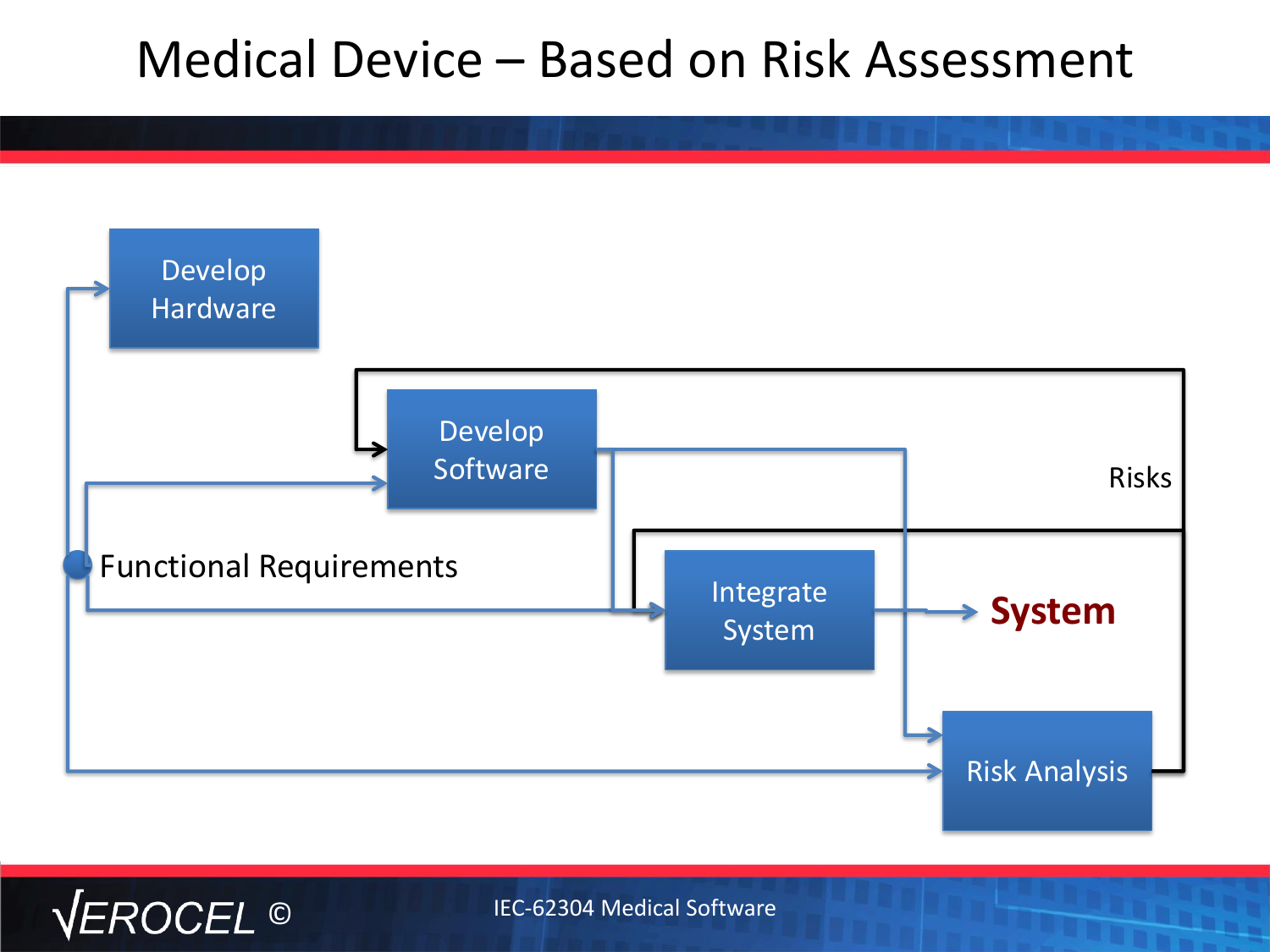# Medical Device – Based on Risk Assessment

Develop Hardware

Develop Software

Functional Requirements

Integrate System

System

Risks

Risk Analysis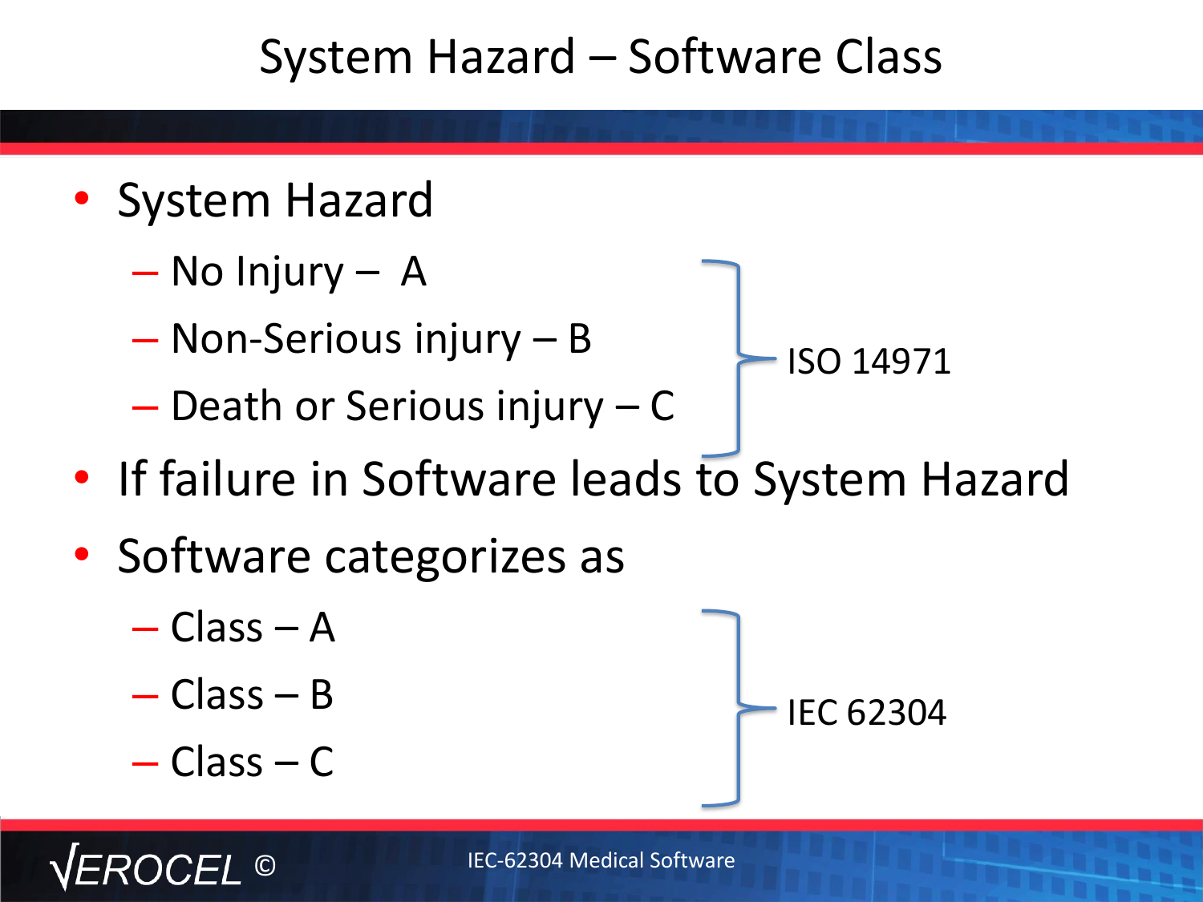# System Hazard – Software Class

- System Hazard
  - No Injury – A
  - Non-Serious injury – B
  - Death or Serious injury – C

  } ISO 14971

- If failure in Software leads to System Hazard
- Software categorizes as
  - Class – A
  - Class – B
  - Class – C

  } IEC 62304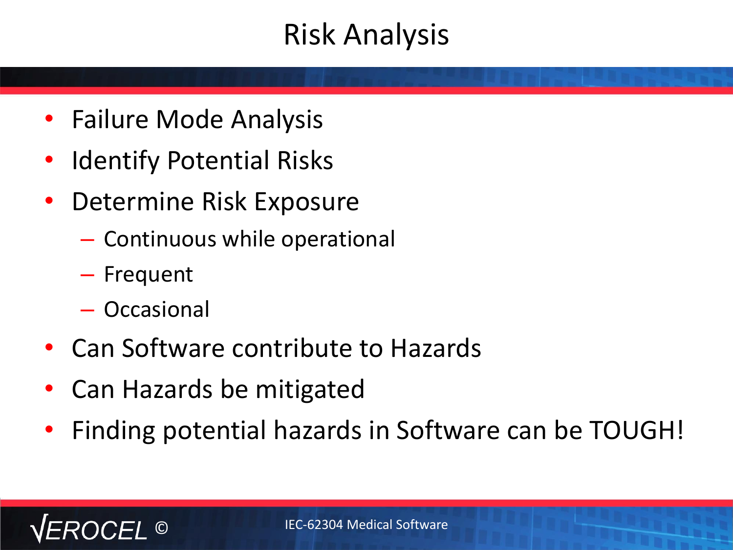# Risk Analysis

- Failure Mode Analysis
- Identify Potential Risks
- Determine Risk Exposure
  - Continuous while operational
  - Frequent
  - Occasional
- Can Software contribute to Hazards
- Can Hazards be mitigated
- Finding potential hazards in Software can be TOUGH!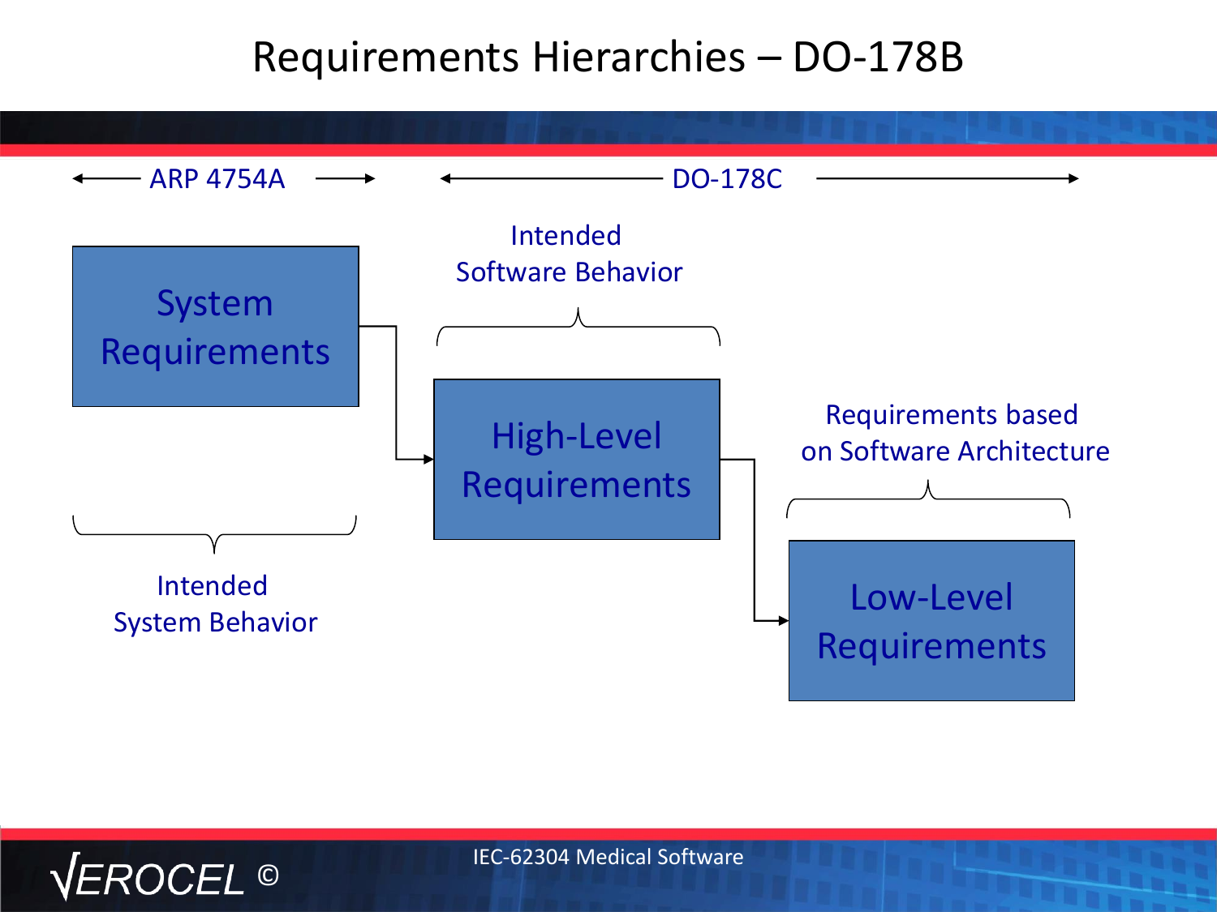# Requirements Hierarchies – DO-178B

← ARP 4754A →  ← DO-178C →

Intended Software Behavior

System Requirements

High-Level Requirements

Requirements based on Software Architecture

Low-Level Requirements

Intended System Behavior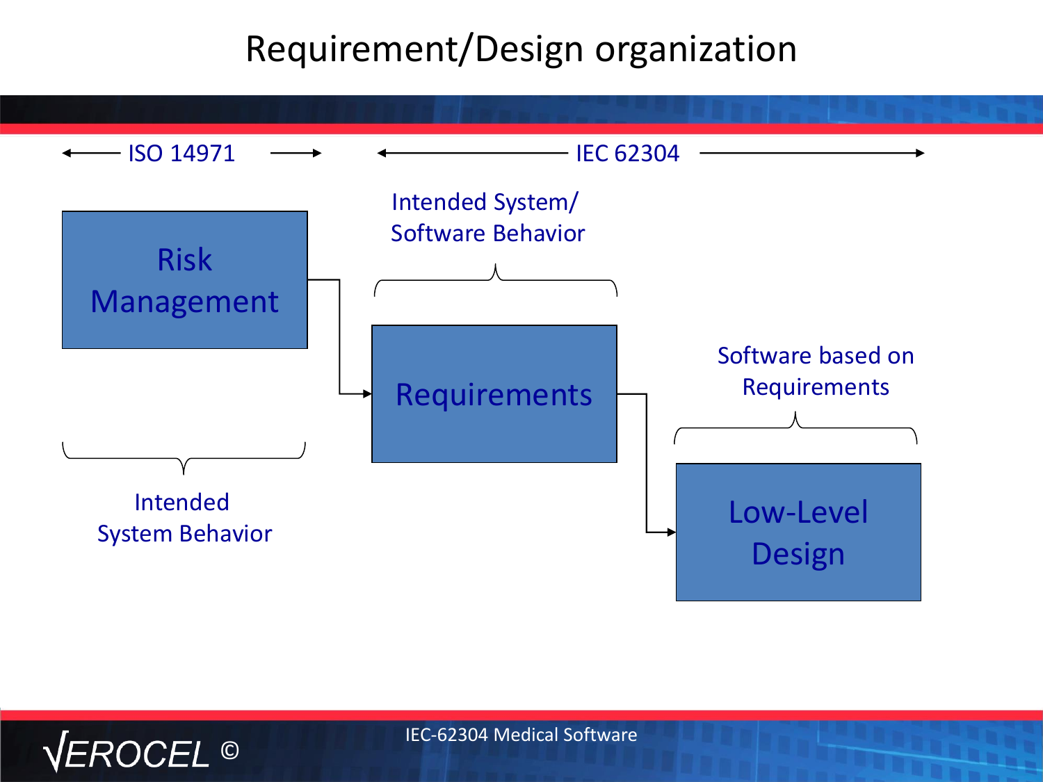# Requirement/Design organization

ISO 14971

IEC 62304

Risk Management

Intended System Behavior

Intended System/ Software Behavior

Requirements

Software based on Requirements

Low-Level Design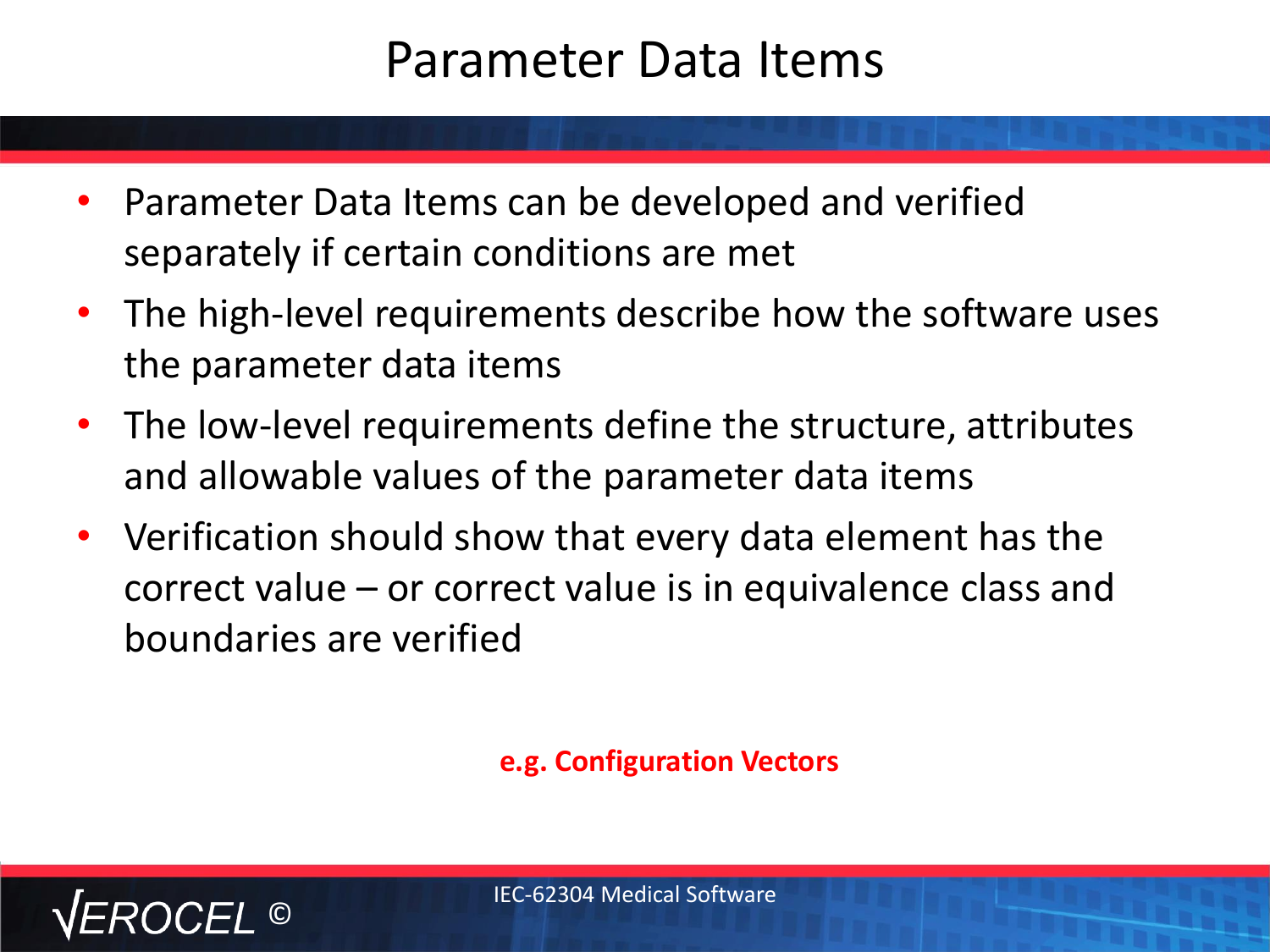# Parameter Data Items

- Parameter Data Items can be developed and verified separately if certain conditions are met
- The high-level requirements describe how the software uses the parameter data items
- The low-level requirements define the structure, attributes and allowable values of the parameter data items
- Verification should show that every data element has the correct value – or correct value is in equivalence class and boundaries are verified

**e.g. Configuration Vectors**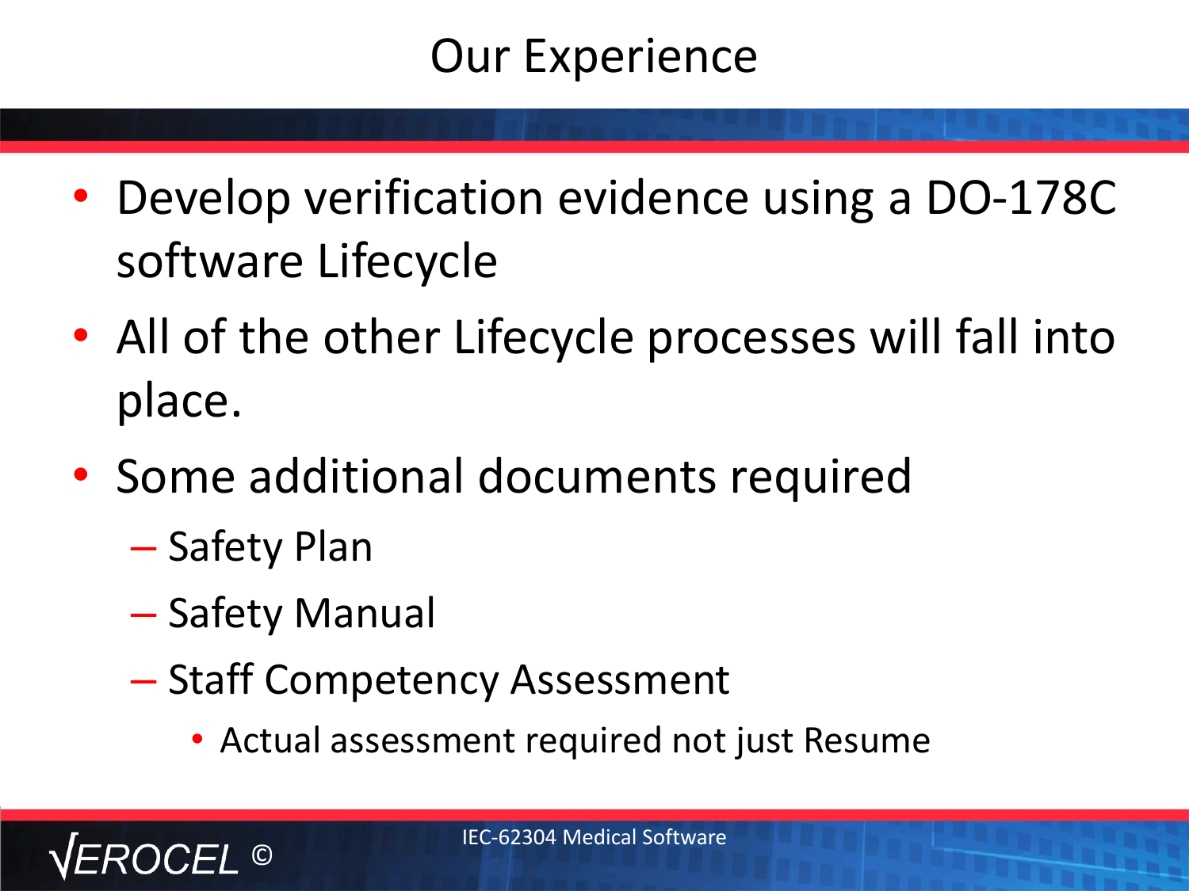# Our Experience

- Develop verification evidence using a DO-178C software Lifecycle
- All of the other Lifecycle processes will fall into place.
- Some additional documents required
  - Safety Plan
  - Safety Manual
  - Staff Competency Assessment
    - Actual assessment required not just Resume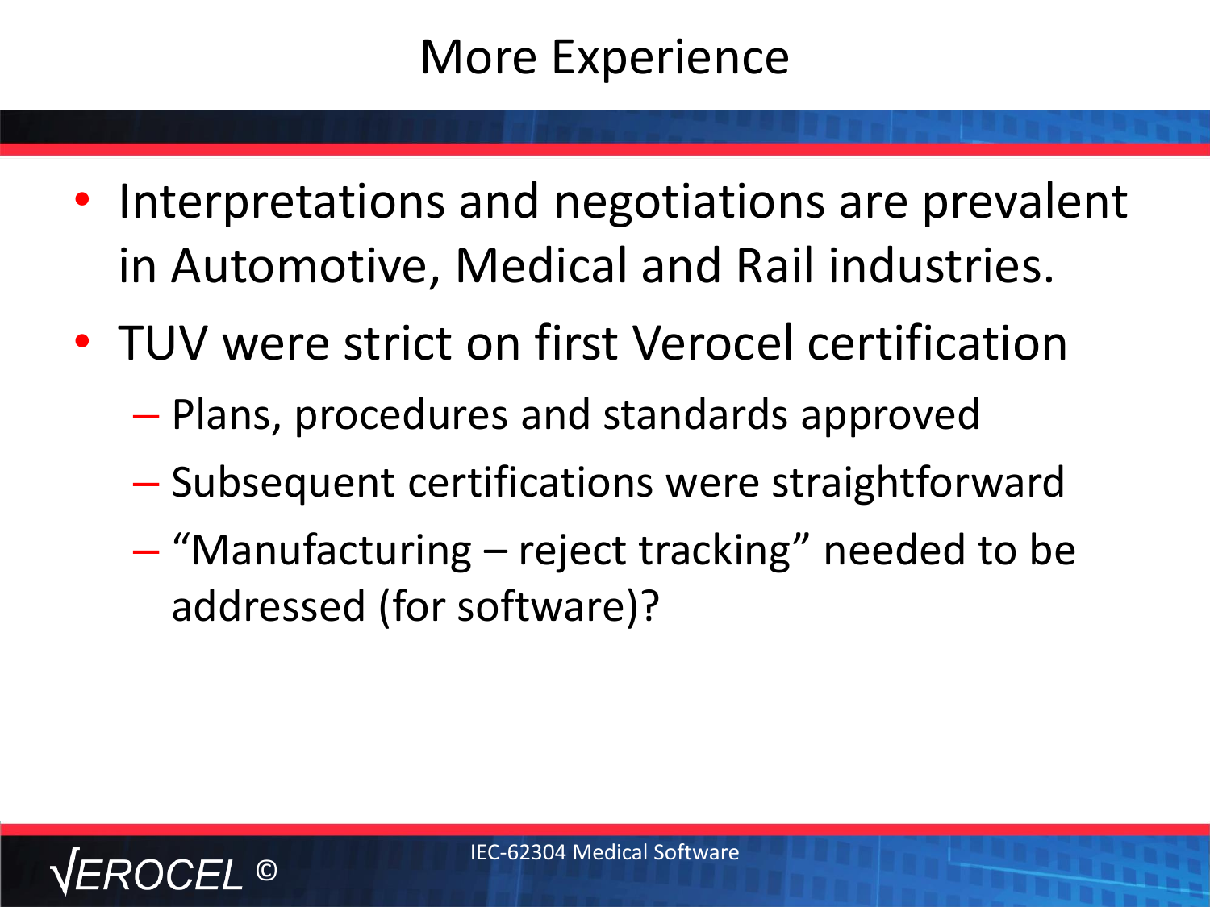# More Experience

- Interpretations and negotiations are prevalent in Automotive, Medical and Rail industries.
- TUV were strict on first Verocel certification
  - Plans, procedures and standards approved
  - Subsequent certifications were straightforward
  - “Manufacturing – reject tracking” needed to be addressed (for software)?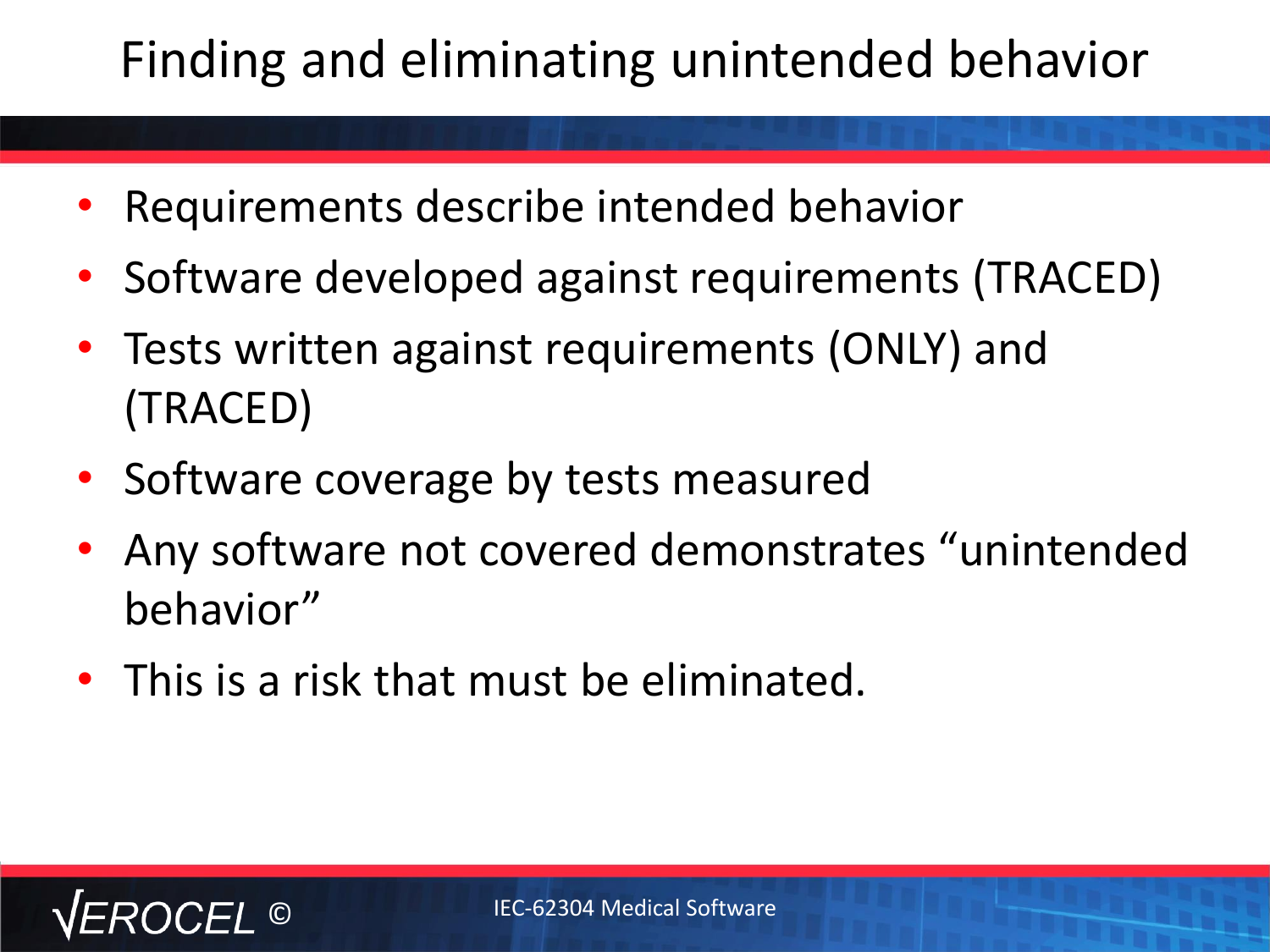# Finding and eliminating unintended behavior

- Requirements describe intended behavior
- Software developed against requirements (TRACED)
- Tests written against requirements (ONLY) and (TRACED)
- Software coverage by tests measured
- Any software not covered demonstrates "unintended behavior"
- This is a risk that must be eliminated.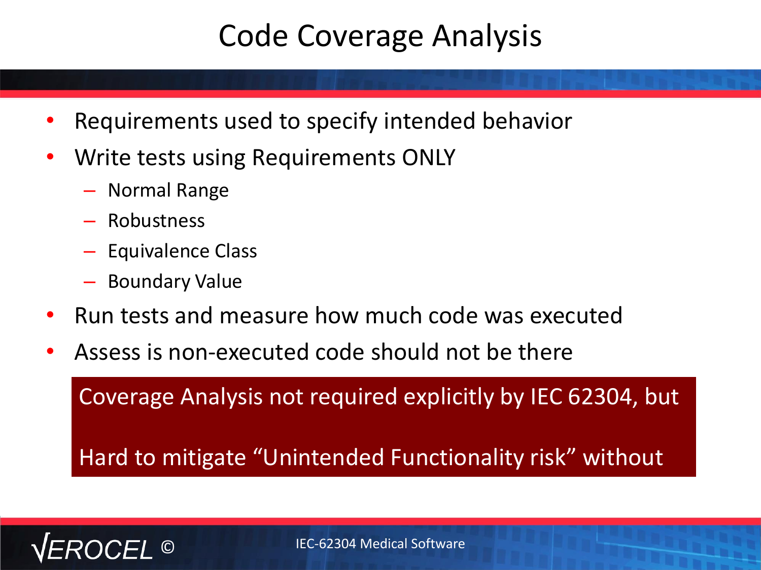# Code Coverage Analysis

- Requirements used to specify intended behavior
- Write tests using Requirements ONLY
  - Normal Range
  - Robustness
  - Equivalence Class
  - Boundary Value
- Run tests and measure how much code was executed
- Assess is non-executed code should not be there

Coverage Analysis not required explicitly by IEC 62304, but

Hard to mitigate "Unintended Functionality risk" without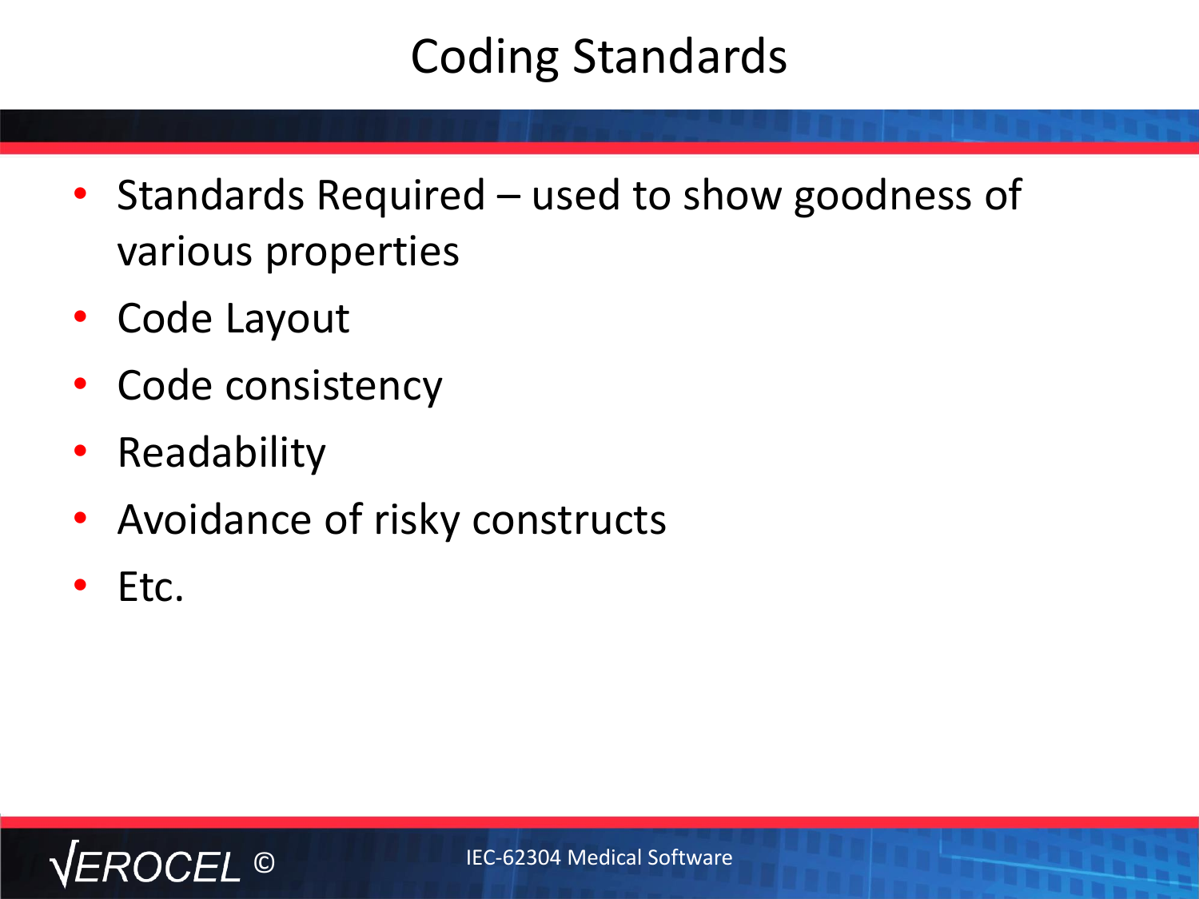# Coding Standards

- Standards Required – used to show goodness of various properties
- Code Layout
- Code consistency
- Readability
- Avoidance of risky constructs
- Etc.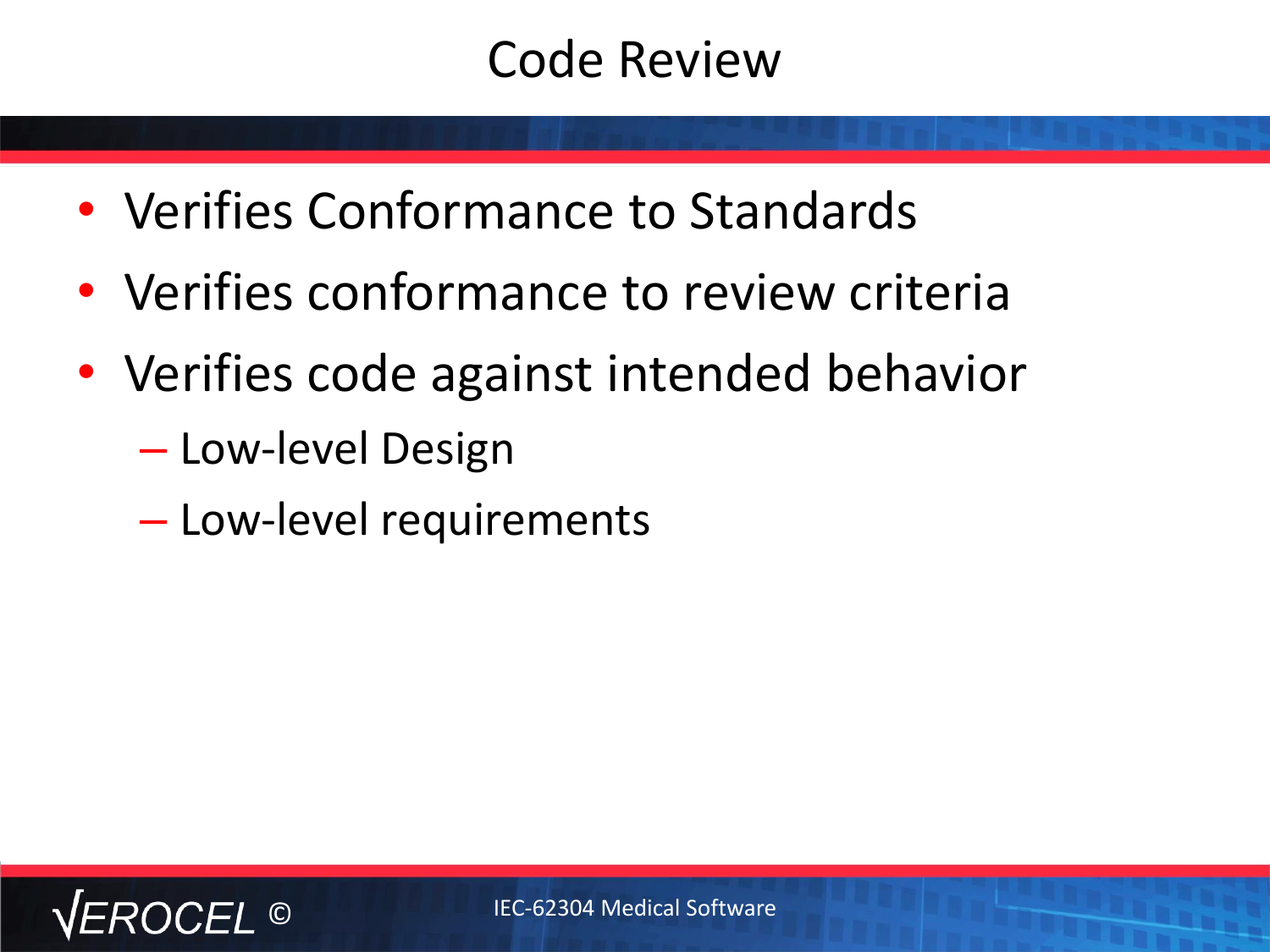# Code Review

- Verifies Conformance to Standards
- Verifies conformance to review criteria
- Verifies code against intended behavior
  - Low-level Design
  - Low-level requirements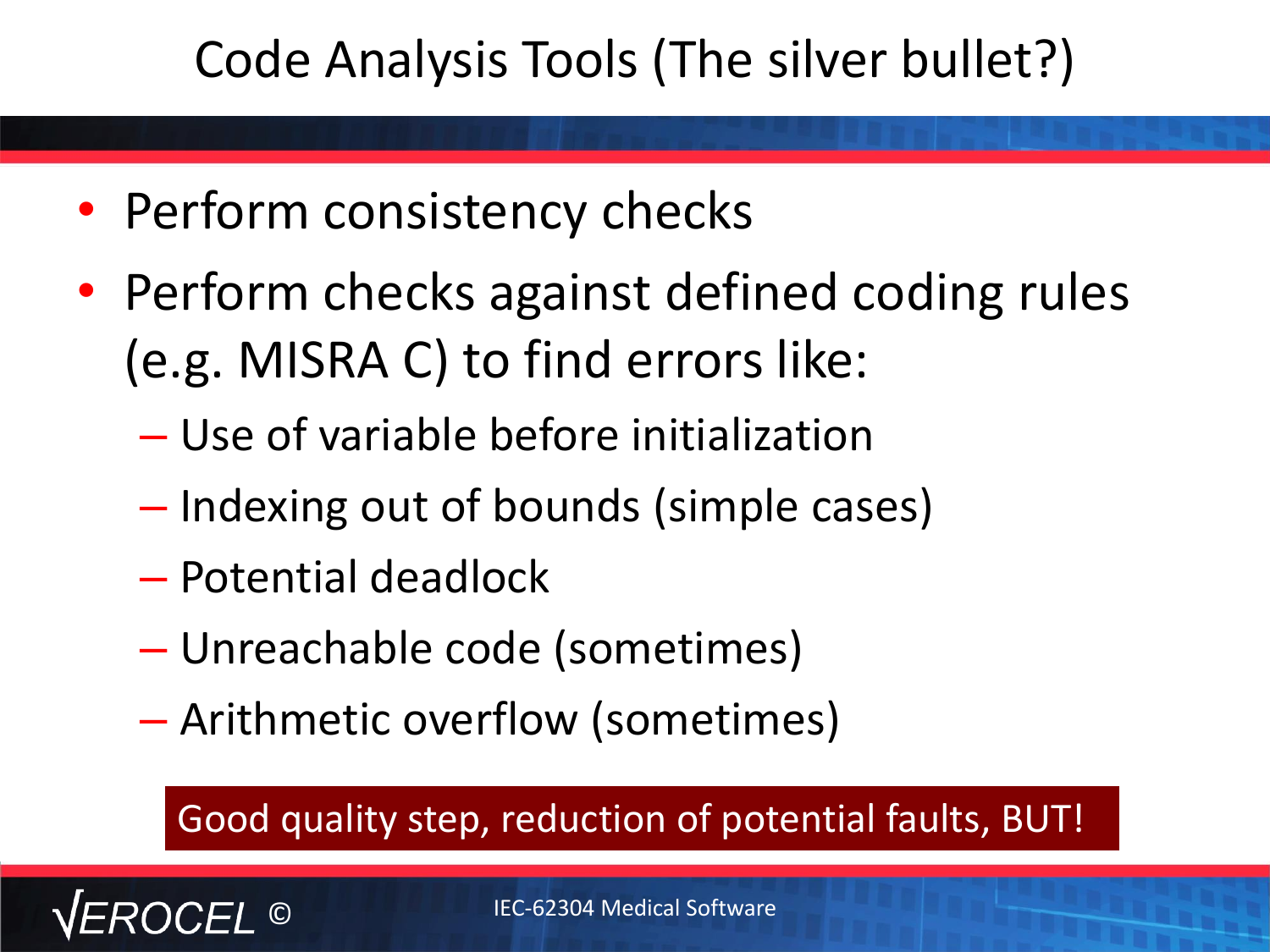# Code Analysis Tools (The silver bullet?)

- Perform consistency checks
- Perform checks against defined coding rules (e.g. MISRA C) to find errors like:
  - Use of variable before initialization
  - Indexing out of bounds (simple cases)
  - Potential deadlock
  - Unreachable code (sometimes)
  - Arithmetic overflow (sometimes)

**Good quality step, reduction of potential faults, BUT!**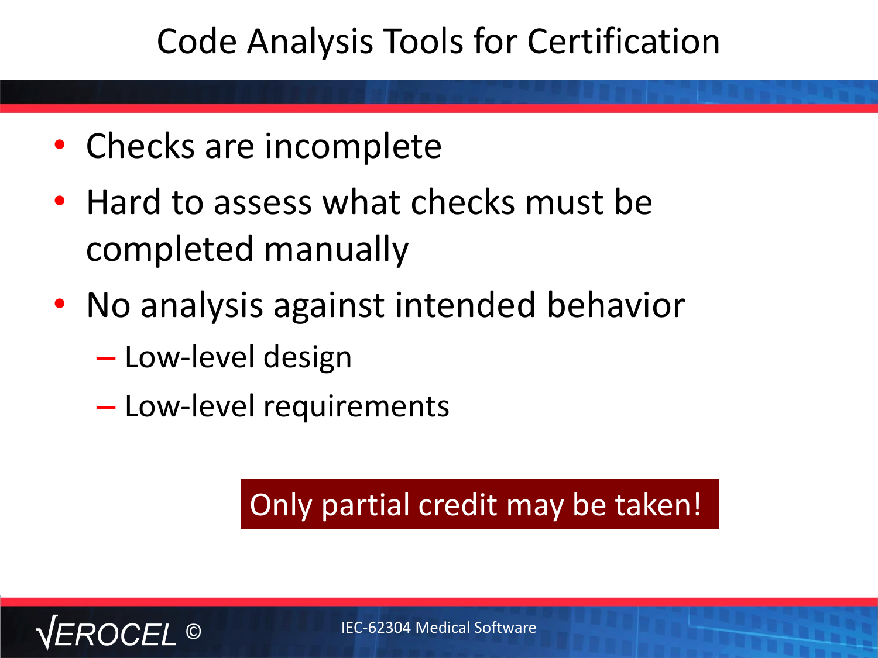# Code Analysis Tools for Certification

- Checks are incomplete
- Hard to assess what checks must be completed manually
- No analysis against intended behavior
  - Low-level design
  - Low-level requirements

**Only partial credit may be taken!**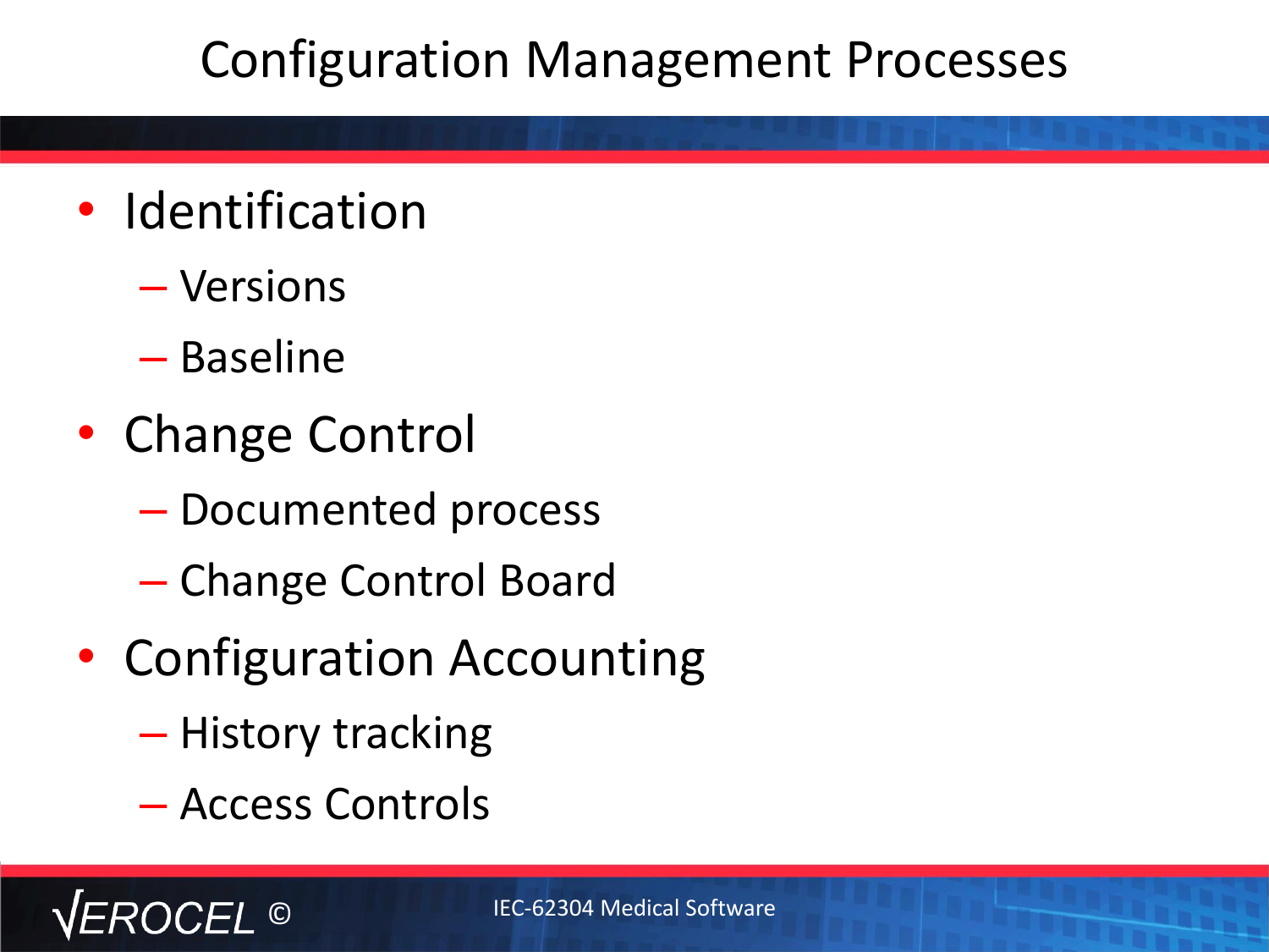# Configuration Management Processes

- Identification
  - Versions
  - Baseline
- Change Control
  - Documented process
  - Change Control Board
- Configuration Accounting
  - History tracking
  - Access Controls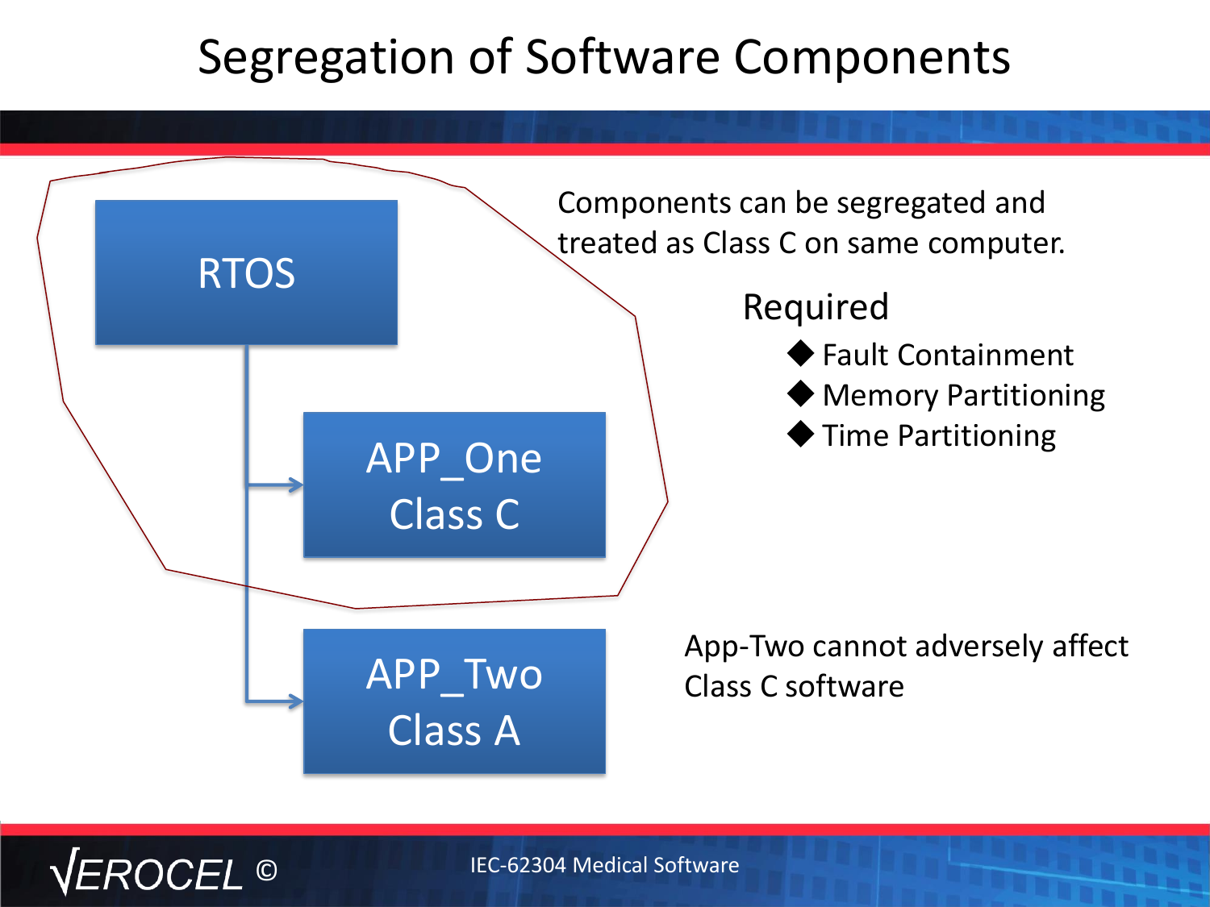# Segregation of Software Components

RTOS

APP_One
Class C

APP_Two
Class A

Components can be segregated and treated as Class C on same computer.

Required

- Fault Containment
- Memory Partitioning
- Time Partitioning

App-Two cannot adversely affect Class C software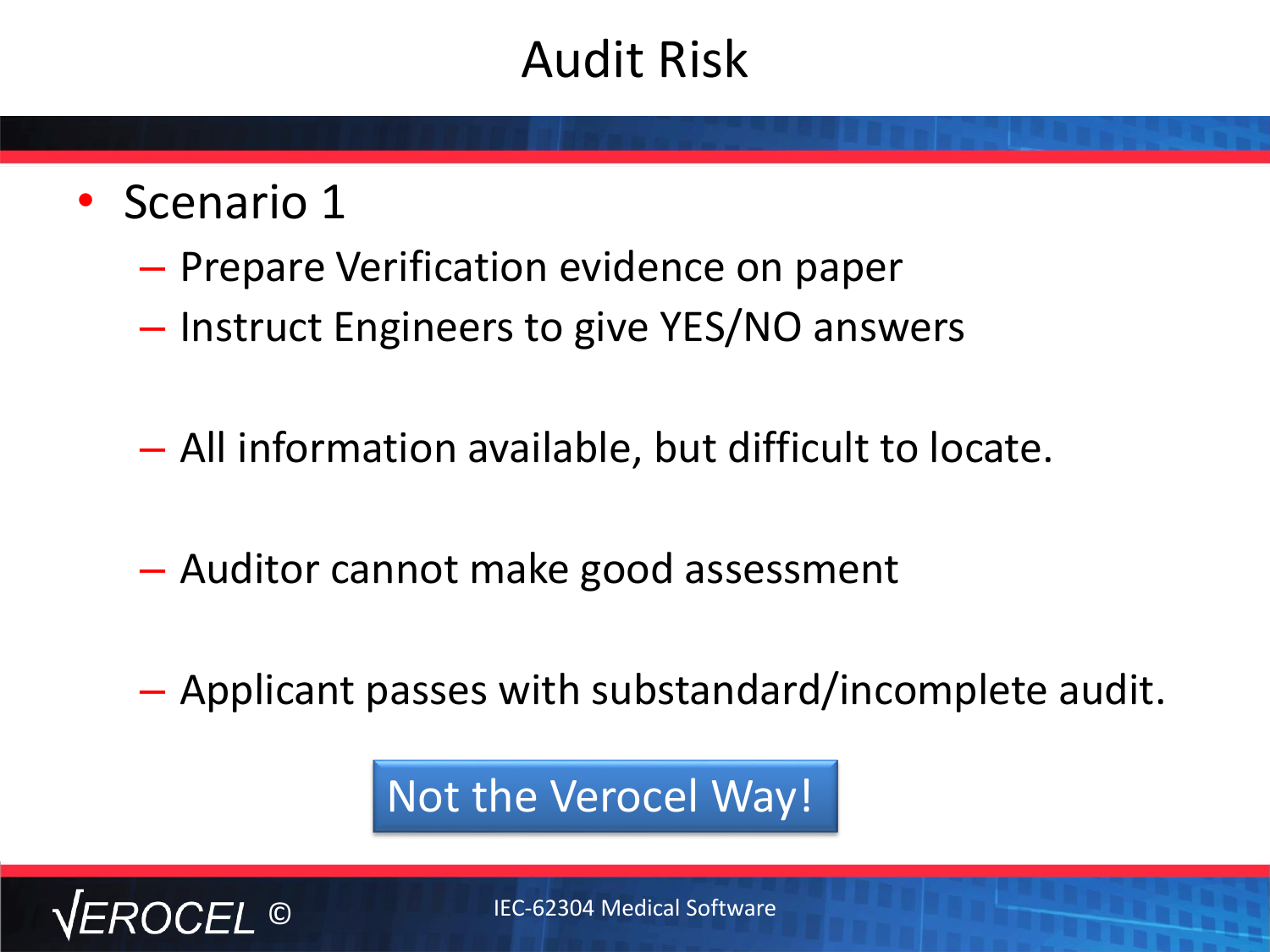# Audit Risk

- Scenario 1
  - Prepare Verification evidence on paper
  - Instruct Engineers to give YES/NO answers
  - All information available, but difficult to locate.
  - Auditor cannot make good assessment
  - Applicant passes with substandard/incomplete audit.

Not the Verocel Way!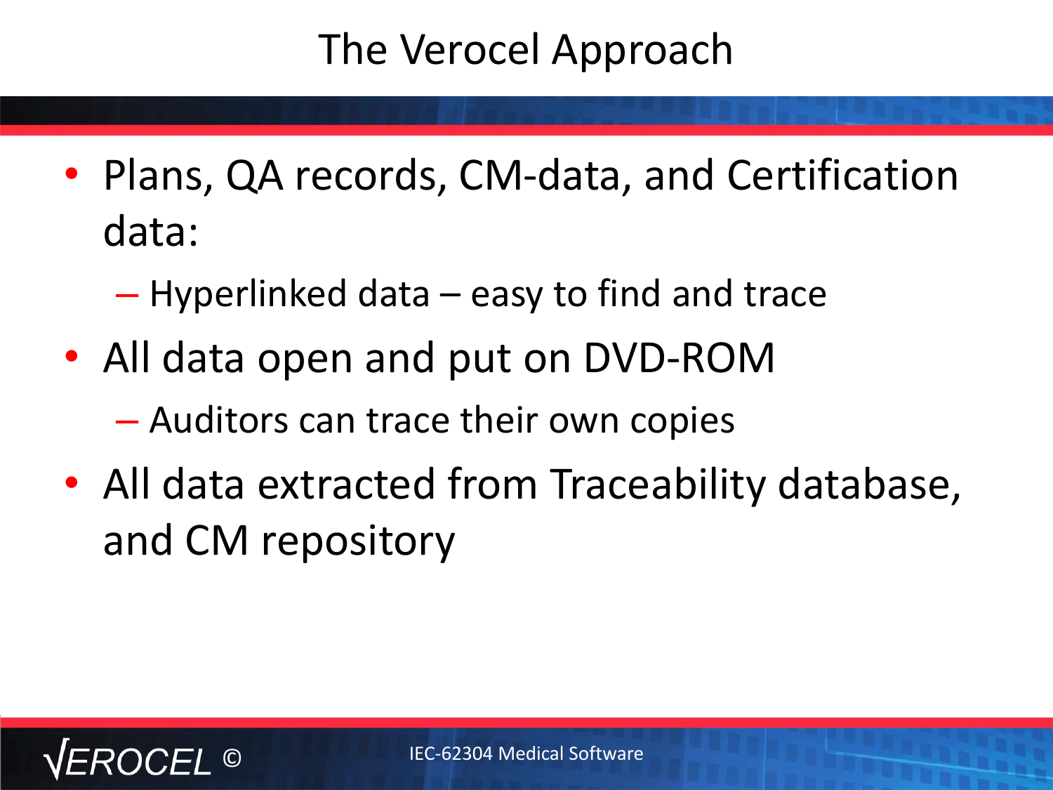# The Verocel Approach

- Plans, QA records, CM-data, and Certification data:
  - Hyperlinked data – easy to find and trace
- All data open and put on DVD-ROM
  - Auditors can trace their own copies
- All data extracted from Traceability database, and CM repository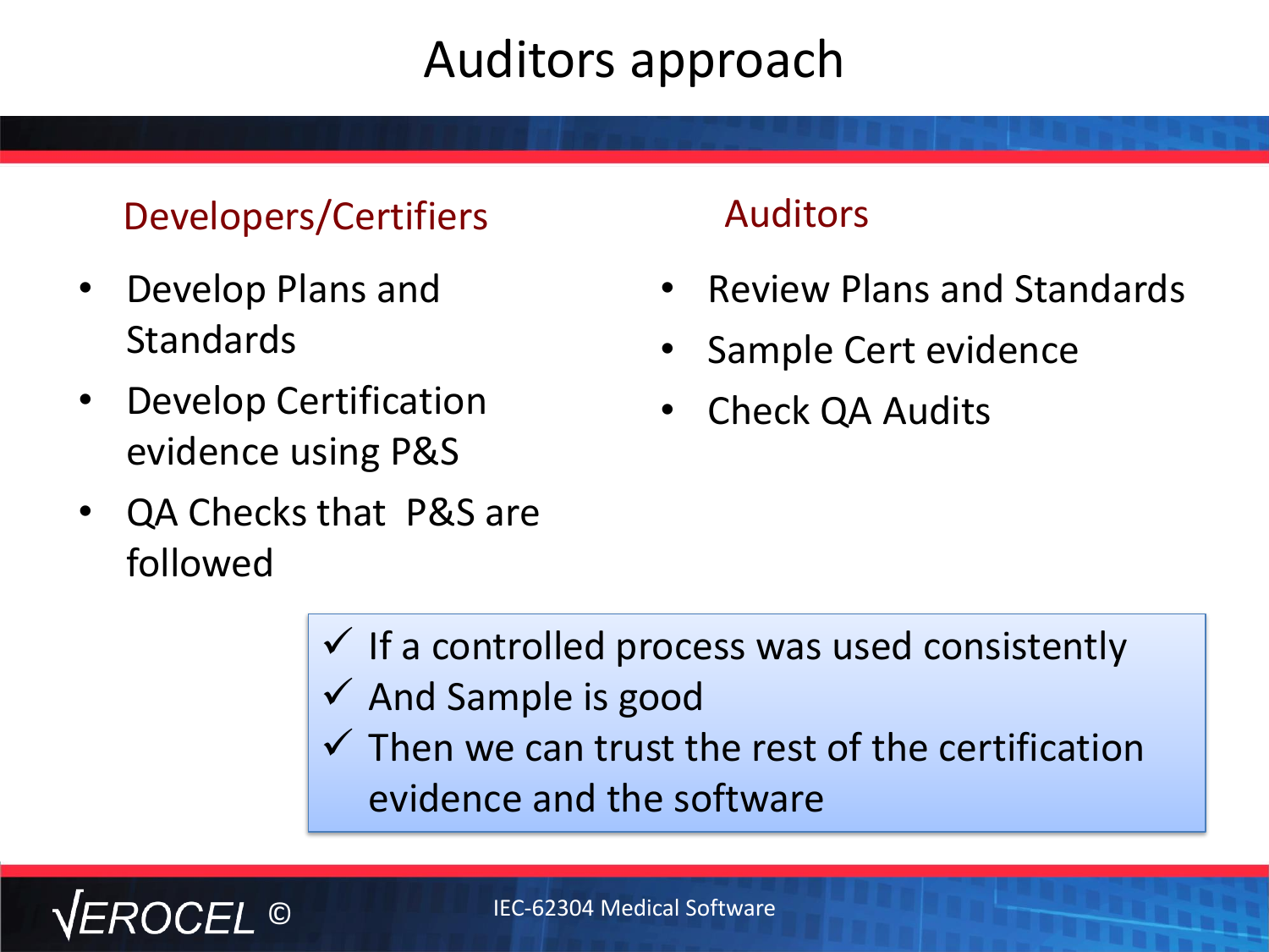# Auditors approach

## Developers/Certifiers

- Develop Plans and Standards
- Develop Certification evidence using P&S
- QA Checks that P&S are followed

## Auditors

- Review Plans and Standards
- Sample Cert evidence
- Check QA Audits

✓ If a controlled process was used consistently
✓ And Sample is good
✓ Then we can trust the rest of the certification evidence and the software